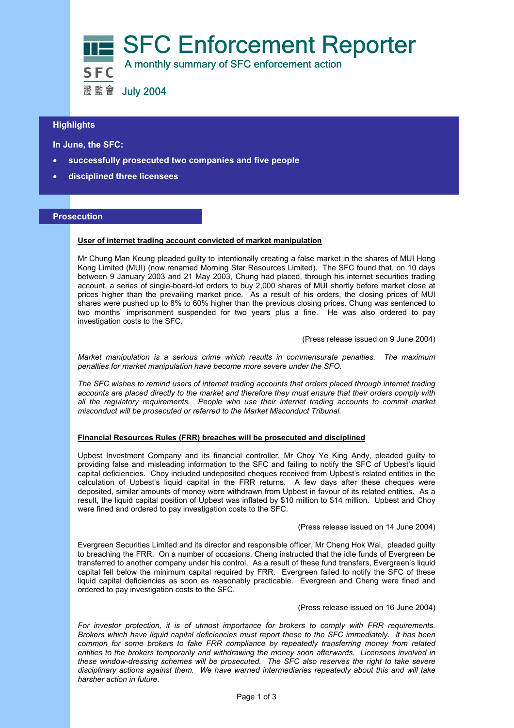# SFC Enforcement Reporter

A monthly summary of SFC enforcement action

July 2004

## Highlights

**In June, the SFC:**

- **successfully prosecuted two companies and five people**
- **disciplined three licensees**

## Prosecution

### User of internet trading account convicted of market manipulation

Mr Chung Man Keung pleaded guilty to intentionally creating a false market in the shares of MUI Hong Kong Limited (MUI) (now renamed Morning Star Resources Limited). The SFC found that, on 10 days between 9 January 2003 and 21 May 2003, Chung had placed, through his internet securities trading account, a series of single-board-lot orders to buy 2,000 shares of MUI shortly before market close at prices higher than the prevailing market price. As a result of his orders, the closing prices of MUI shares were pushed up to 8% to 60% higher than the previous closing prices. Chung was sentenced to two months' imprisonment suspended for two years plus a fine. He was also ordered to pay investigation costs to the SFC.

(Press release issued on 9 June 2004)

*Market manipulation is a serious crime which results in commensurate penalties. The maximum penalties for market manipulation have become more severe under the SFO.*

*The SFC wishes to remind users of internet trading accounts that orders placed through internet trading accounts are placed directly to the market and therefore they must ensure that their orders comply with all the regulatory requirements. People who use their internet trading accounts to commit market misconduct will be prosecuted or referred to the Market Misconduct Tribunal.*

### Financial Resources Rules (FRR) breaches will be prosecuted and disciplined

Upbest Investment Company and its financial controller, Mr Choy Ye King Andy, pleaded guilty to providing false and misleading information to the SFC and failing to notify the SFC of Upbest's liquid capital deficiencies. Choy included undeposited cheques received from Upbest's related entities in the calculation of Upbest's liquid capital in the FRR returns. A few days after these cheques were deposited, similar amounts of money were withdrawn from Upbest in favour of its related entities. As a result, the liquid capital position of Upbest was inflated by $10 million to $14 million. Upbest and Choy were fined and ordered to pay investigation costs to the SFC.

(Press release issued on 14 June 2004)

Evergreen Securities Limited and its director and responsible officer, Mr Cheng Hok Wai, pleaded guilty to breaching the FRR. On a number of occasions, Cheng instructed that the idle funds of Evergreen be transferred to another company under his control. As a result of these fund transfers, Evergreen's liquid capital fell below the minimum capital required by FRR. Evergreen failed to notify the SFC of these liquid capital deficiencies as soon as reasonably practicable. Evergreen and Cheng were fined and ordered to pay investigation costs to the SFC.

(Press release issued on 16 June 2004)

*For investor protection, it is of utmost importance for brokers to comply with FRR requirements. Brokers which have liquid capital deficiencies must report these to the SFC immediately. It has been common for some brokers to fake FRR compliance by repeatedly transferring money from related entities to the brokers temporarily and withdrawing the money soon afterwards. Licensees involved in these window-dressing schemes will be prosecuted. The SFC also reserves the right to take severe disciplinary actions against them. We have warned intermediaries repeatedly about this and will take harsher action in future.*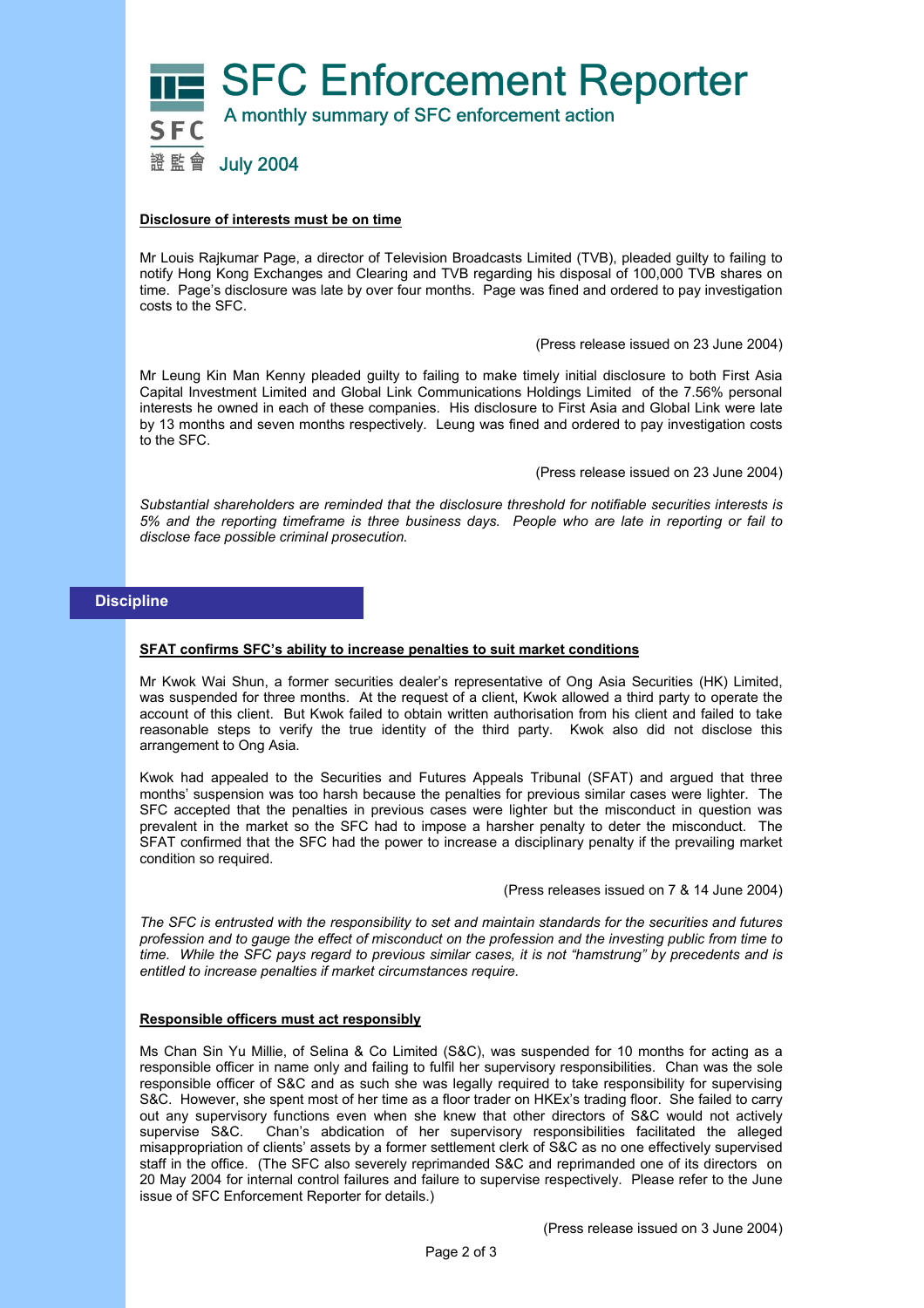# SFC Enforcement Reporter

A monthly summary of SFC enforcement action

July 2004

**Disclosure of interests must be on time**

Mr Louis Rajkumar Page, a director of Television Broadcasts Limited (TVB), pleaded guilty to failing to notify Hong Kong Exchanges and Clearing and TVB regarding his disposal of 100,000 TVB shares on time. Page's disclosure was late by over four months. Page was fined and ordered to pay investigation costs to the SFC.

(Press release issued on 23 June 2004)

Mr Leung Kin Man Kenny pleaded guilty to failing to make timely initial disclosure to both First Asia Capital Investment Limited and Global Link Communications Holdings Limited of the 7.56% personal interests he owned in each of these companies. His disclosure to First Asia and Global Link were late by 13 months and seven months respectively. Leung was fined and ordered to pay investigation costs to the SFC.

(Press release issued on 23 June 2004)

*Substantial shareholders are reminded that the disclosure threshold for notifiable securities interests is 5% and the reporting timeframe is three business days. People who are late in reporting or fail to disclose face possible criminal prosecution.*

## Discipline

**SFAT confirms SFC's ability to increase penalties to suit market conditions**

Mr Kwok Wai Shun, a former securities dealer's representative of Ong Asia Securities (HK) Limited, was suspended for three months. At the request of a client, Kwok allowed a third party to operate the account of this client. But Kwok failed to obtain written authorisation from his client and failed to take reasonable steps to verify the true identity of the third party. Kwok also did not disclose this arrangement to Ong Asia.

Kwok had appealed to the Securities and Futures Appeals Tribunal (SFAT) and argued that three months' suspension was too harsh because the penalties for previous similar cases were lighter. The SFC accepted that the penalties in previous cases were lighter but the misconduct in question was prevalent in the market so the SFC had to impose a harsher penalty to deter the misconduct. The SFAT confirmed that the SFC had the power to increase a disciplinary penalty if the prevailing market condition so required.

(Press releases issued on 7 & 14 June 2004)

*The SFC is entrusted with the responsibility to set and maintain standards for the securities and futures profession and to gauge the effect of misconduct on the profession and the investing public from time to time. While the SFC pays regard to previous similar cases, it is not "hamstrung" by precedents and is entitled to increase penalties if market circumstances require.*

**Responsible officers must act responsibly**

Ms Chan Sin Yu Millie, of Selina & Co Limited (S&C), was suspended for 10 months for acting as a responsible officer in name only and failing to fulfil her supervisory responsibilities. Chan was the sole responsible officer of S&C and as such she was legally required to take responsibility for supervising S&C. However, she spent most of her time as a floor trader on HKEx's trading floor. She failed to carry out any supervisory functions even when she knew that other directors of S&C would not actively supervise S&C. Chan's abdication of her supervisory responsibilities facilitated the alleged misappropriation of clients' assets by a former settlement clerk of S&C as no one effectively supervised staff in the office. (The SFC also severely reprimanded S&C and reprimanded one of its directors on 20 May 2004 for internal control failures and failure to supervise respectively. Please refer to the June issue of SFC Enforcement Reporter for details.)

(Press release issued on 3 June 2004)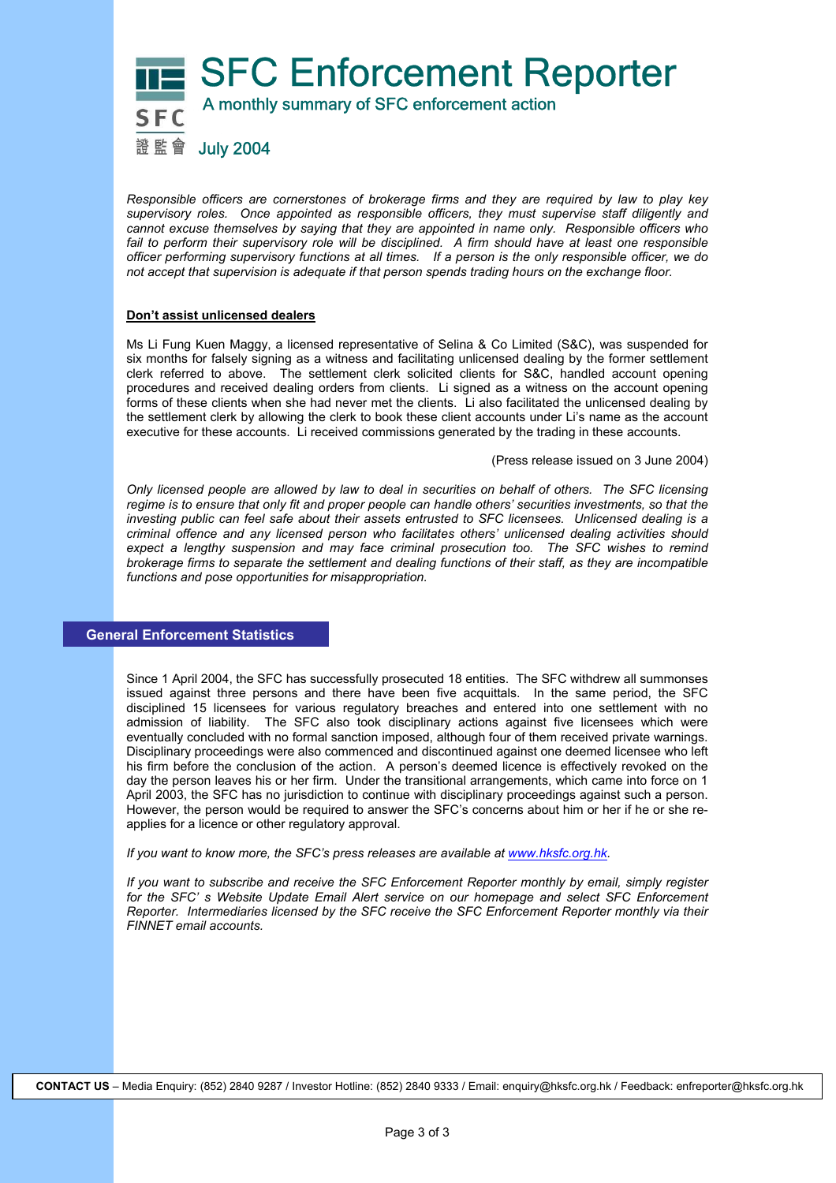# SFC Enforcement Reporter

A monthly summary of SFC enforcement action

July 2004

*Responsible officers are cornerstones of brokerage firms and they are required by law to play key supervisory roles. Once appointed as responsible officers, they must supervise staff diligently and cannot excuse themselves by saying that they are appointed in name only. Responsible officers who fail to perform their supervisory role will be disciplined. A firm should have at least one responsible officer performing supervisory functions at all times. If a person is the only responsible officer, we do not accept that supervision is adequate if that person spends trading hours on the exchange floor.*

**Don't assist unlicensed dealers**

Ms Li Fung Kuen Maggy, a licensed representative of Selina & Co Limited (S&C), was suspended for six months for falsely signing as a witness and facilitating unlicensed dealing by the former settlement clerk referred to above. The settlement clerk solicited clients for S&C, handled account opening procedures and received dealing orders from clients. Li signed as a witness on the account opening forms of these clients when she had never met the clients. Li also facilitated the unlicensed dealing by the settlement clerk by allowing the clerk to book these client accounts under Li's name as the account executive for these accounts. Li received commissions generated by the trading in these accounts.

(Press release issued on 3 June 2004)

*Only licensed people are allowed by law to deal in securities on behalf of others. The SFC licensing regime is to ensure that only fit and proper people can handle others' securities investments, so that the investing public can feel safe about their assets entrusted to SFC licensees. Unlicensed dealing is a criminal offence and any licensed person who facilitates others' unlicensed dealing activities should expect a lengthy suspension and may face criminal prosecution too. The SFC wishes to remind brokerage firms to separate the settlement and dealing functions of their staff, as they are incompatible functions and pose opportunities for misappropriation.*

## General Enforcement Statistics

Since 1 April 2004, the SFC has successfully prosecuted 18 entities. The SFC withdrew all summonses issued against three persons and there have been five acquittals. In the same period, the SFC disciplined 15 licensees for various regulatory breaches and entered into one settlement with no admission of liability. The SFC also took disciplinary actions against five licensees which were eventually concluded with no formal sanction imposed, although four of them received private warnings. Disciplinary proceedings were also commenced and discontinued against one deemed licensee who left his firm before the conclusion of the action. A person's deemed licence is effectively revoked on the day the person leaves his or her firm. Under the transitional arrangements, which came into force on 1 April 2003, the SFC has no jurisdiction to continue with disciplinary proceedings against such a person. However, the person would be required to answer the SFC's concerns about him or her if he or she re-applies for a licence or other regulatory approval.

*If you want to know more, the SFC's press releases are available at www.hksfc.org.hk.*

*If you want to subscribe and receive the SFC Enforcement Reporter monthly by email, simply register for the SFC' s Website Update Email Alert service on our homepage and select SFC Enforcement Reporter. Intermediaries licensed by the SFC receive the SFC Enforcement Reporter monthly via their FINNET email accounts.*

**CONTACT US** – Media Enquiry: (852) 2840 9287 / Investor Hotline: (852) 2840 9333 / Email: enquiry@hksfc.org.hk / Feedback: enfreporter@hksfc.org.hk